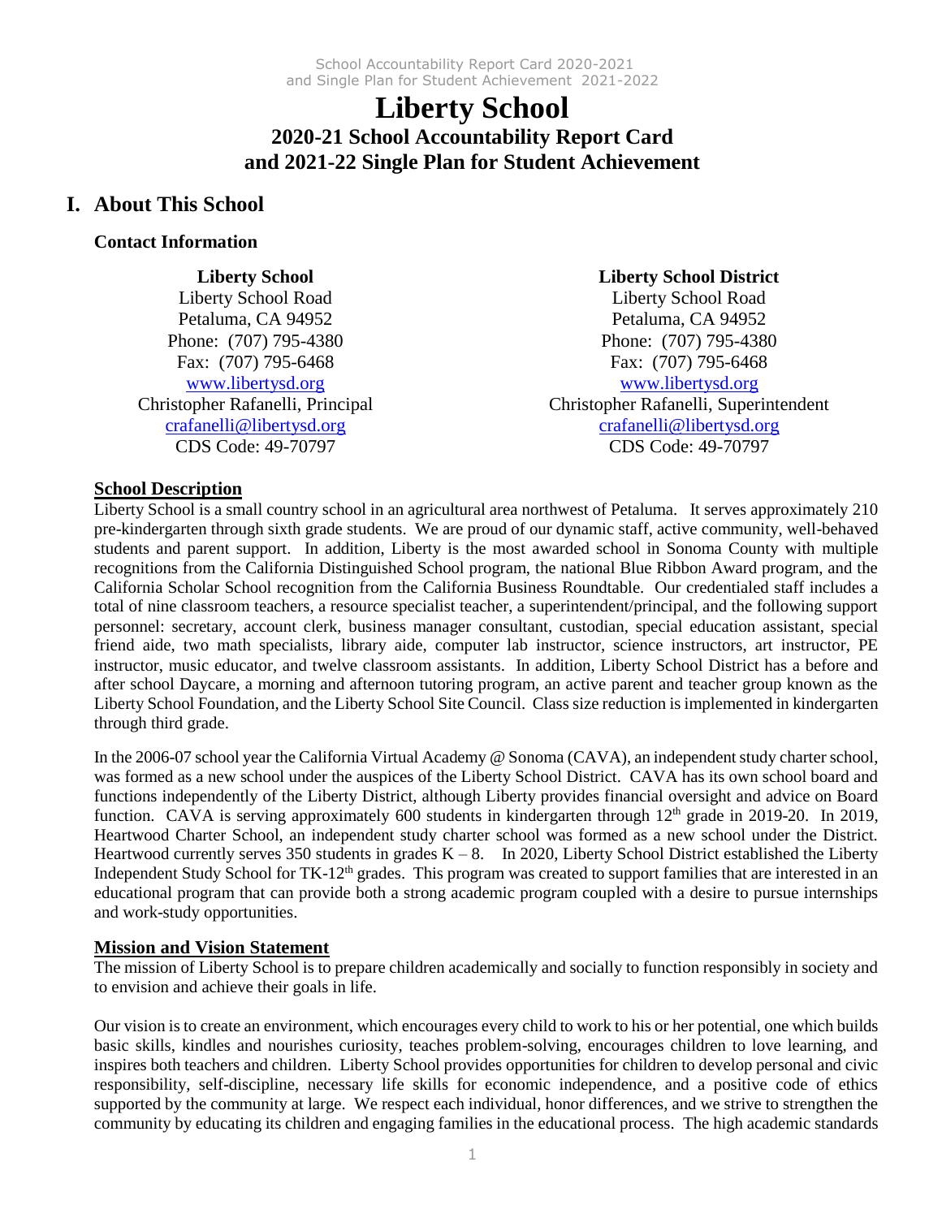# Liberty School

## 2020-21 School Accountability Report Card and 2021-22 Single Plan for Student Achievement

## I. About This School

### Contact Information

**Liberty School**
Liberty School Road
Petaluma, CA 94952
Phone: (707) 795-4380
Fax: (707) 795-6468
www.libertysd.org
Christopher Rafanelli, Principal
crafanelli@libertysd.org
CDS Code: 49-70797

**Liberty School District**
Liberty School Road
Petaluma, CA 94952
Phone: (707) 795-4380
Fax: (707) 795-6468
www.libertysd.org
Christopher Rafanelli, Superintendent
crafanelli@libertysd.org
CDS Code: 49-70797

### School Description

Liberty School is a small country school in an agricultural area northwest of Petaluma. It serves approximately 210 pre-kindergarten through sixth grade students. We are proud of our dynamic staff, active community, well-behaved students and parent support. In addition, Liberty is the most awarded school in Sonoma County with multiple recognitions from the California Distinguished School program, the national Blue Ribbon Award program, and the California Scholar School recognition from the California Business Roundtable. Our credentialed staff includes a total of nine classroom teachers, a resource specialist teacher, a superintendent/principal, and the following support personnel: secretary, account clerk, business manager consultant, custodian, special education assistant, special friend aide, two math specialists, library aide, computer lab instructor, science instructors, art instructor, PE instructor, music educator, and twelve classroom assistants. In addition, Liberty School District has a before and after school Daycare, a morning and afternoon tutoring program, an active parent and teacher group known as the Liberty School Foundation, and the Liberty School Site Council. Class size reduction is implemented in kindergarten through third grade.

In the 2006-07 school year the California Virtual Academy @ Sonoma (CAVA), an independent study charter school, was formed as a new school under the auspices of the Liberty School District. CAVA has its own school board and functions independently of the Liberty District, although Liberty provides financial oversight and advice on Board function. CAVA is serving approximately 600 students in kindergarten through 12th grade in 2019-20. In 2019, Heartwood Charter School, an independent study charter school was formed as a new school under the District. Heartwood currently serves 350 students in grades K – 8. In 2020, Liberty School District established the Liberty Independent Study School for TK-12th grades. This program was created to support families that are interested in an educational program that can provide both a strong academic program coupled with a desire to pursue internships and work-study opportunities.

### Mission and Vision Statement

The mission of Liberty School is to prepare children academically and socially to function responsibly in society and to envision and achieve their goals in life.

Our vision is to create an environment, which encourages every child to work to his or her potential, one which builds basic skills, kindles and nourishes curiosity, teaches problem-solving, encourages children to love learning, and inspires both teachers and children. Liberty School provides opportunities for children to develop personal and civic responsibility, self-discipline, necessary life skills for economic independence, and a positive code of ethics supported by the community at large. We respect each individual, honor differences, and we strive to strengthen the community by educating its children and engaging families in the educational process. The high academic standards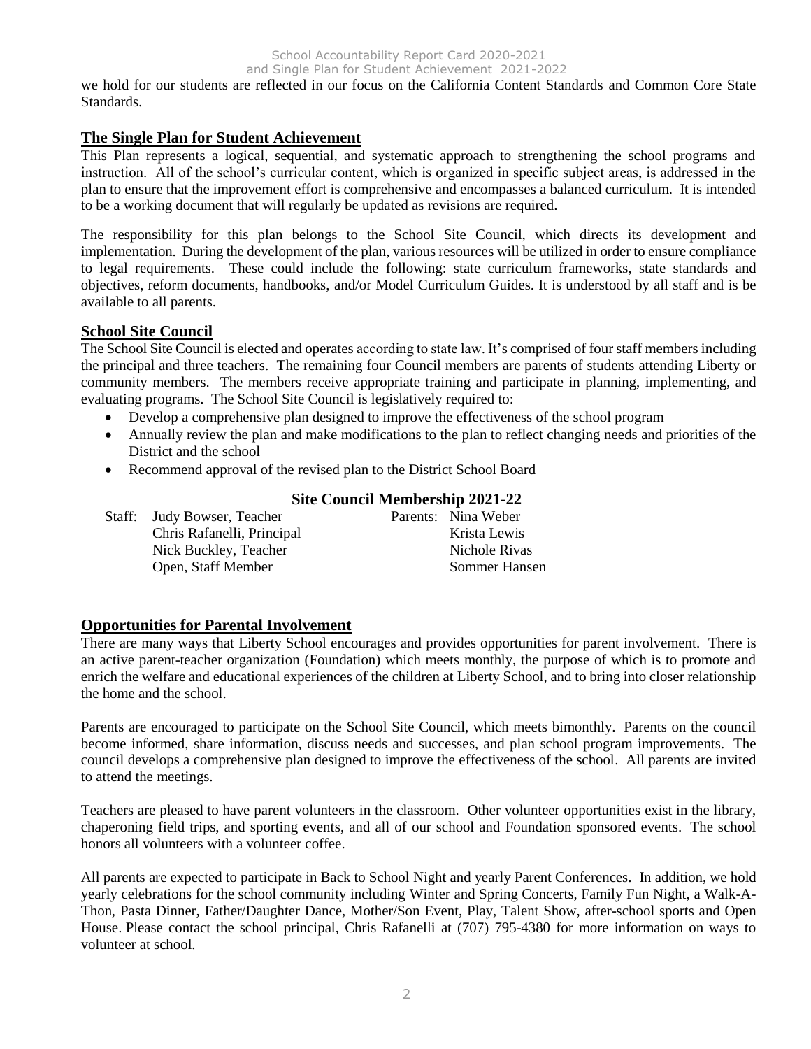we hold for our students are reflected in our focus on the California Content Standards and Common Core State Standards.

## The Single Plan for Student Achievement

This Plan represents a logical, sequential, and systematic approach to strengthening the school programs and instruction. All of the school's curricular content, which is organized in specific subject areas, is addressed in the plan to ensure that the improvement effort is comprehensive and encompasses a balanced curriculum. It is intended to be a working document that will regularly be updated as revisions are required.

The responsibility for this plan belongs to the School Site Council, which directs its development and implementation. During the development of the plan, various resources will be utilized in order to ensure compliance to legal requirements. These could include the following: state curriculum frameworks, state standards and objectives, reform documents, handbooks, and/or Model Curriculum Guides. It is understood by all staff and is be available to all parents.

## School Site Council

The School Site Council is elected and operates according to state law. It's comprised of four staff members including the principal and three teachers. The remaining four Council members are parents of students attending Liberty or community members. The members receive appropriate training and participate in planning, implementing, and evaluating programs. The School Site Council is legislatively required to:

- Develop a comprehensive plan designed to improve the effectiveness of the school program
- Annually review the plan and make modifications to the plan to reflect changing needs and priorities of the District and the school
- Recommend approval of the revised plan to the District School Board

### Site Council Membership 2021-22

| Staff: | | Parents: |
|---|---|---|
| Judy Bowser, Teacher | | Nina Weber |
| Chris Rafanelli, Principal | | Krista Lewis |
| Nick Buckley, Teacher | | Nichole Rivas |
| Open, Staff Member | | Sommer Hansen |

## Opportunities for Parental Involvement

There are many ways that Liberty School encourages and provides opportunities for parent involvement. There is an active parent-teacher organization (Foundation) which meets monthly, the purpose of which is to promote and enrich the welfare and educational experiences of the children at Liberty School, and to bring into closer relationship the home and the school.

Parents are encouraged to participate on the School Site Council, which meets bimonthly. Parents on the council become informed, share information, discuss needs and successes, and plan school program improvements. The council develops a comprehensive plan designed to improve the effectiveness of the school. All parents are invited to attend the meetings.

Teachers are pleased to have parent volunteers in the classroom. Other volunteer opportunities exist in the library, chaperoning field trips, and sporting events, and all of our school and Foundation sponsored events. The school honors all volunteers with a volunteer coffee.

All parents are expected to participate in Back to School Night and yearly Parent Conferences. In addition, we hold yearly celebrations for the school community including Winter and Spring Concerts, Family Fun Night, a Walk-A-Thon, Pasta Dinner, Father/Daughter Dance, Mother/Son Event, Play, Talent Show, after-school sports and Open House. Please contact the school principal, Chris Rafanelli at (707) 795-4380 for more information on ways to volunteer at school.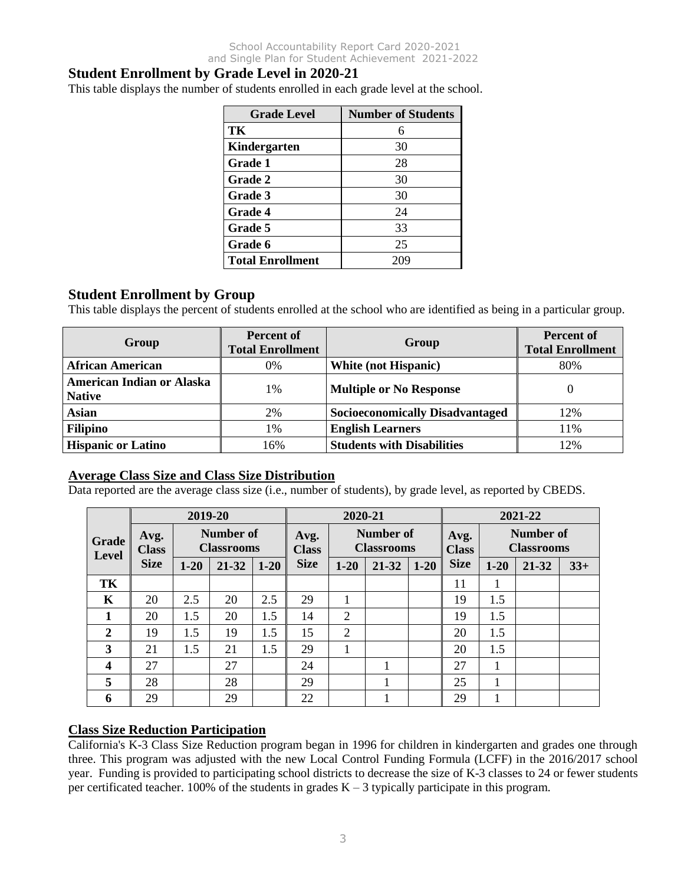## Student Enrollment by Grade Level in 2020-21

This table displays the number of students enrolled in each grade level at the school.

| Grade Level | Number of Students |
|---|---|
| **TK** | 6 |
| **Kindergarten** | 30 |
| **Grade 1** | 28 |
| **Grade 2** | 30 |
| **Grade 3** | 30 |
| **Grade 4** | 24 |
| **Grade 5** | 33 |
| **Grade 6** | 25 |
| **Total Enrollment** | 209 |

## Student Enrollment by Group

This table displays the percent of students enrolled at the school who are identified as being in a particular group.

| Group | Percent of Total Enrollment | Group | Percent of Total Enrollment |
|---|---|---|---|
| **African American** | 0% | **White (not Hispanic)** | 80% |
| **American Indian or Alaska Native** | 1% | **Multiple or No Response** | 0 |
| **Asian** | 2% | **Socioeconomically Disadvantaged** | 12% |
| **Filipino** | 1% | **English Learners** | 11% |
| **Hispanic or Latino** | 16% | **Students with Disabilities** | 12% |

### Average Class Size and Class Size Distribution

Data reported are the average class size (i.e., number of students), by grade level, as reported by CBEDS.

| Grade Level | 2019-20 | | | | 2020-21 | | | | 2021-22 | | | |
|---|---|---|---|---|---|---|---|---|---|---|---|---|
| | Avg. Class Size | Number of Classrooms | | | Avg. Class Size | Number of Classrooms | | | Avg. Class Size | Number of Classrooms | | |
| | | 1-20 | 21-32 | 1-20 | | 1-20 | 21-32 | 1-20 | | 1-20 | 21-32 | 33+ |
| **TK** | | | | | | | | | 11 | 1 | | |
| **K** | 20 | 2.5 | 20 | 2.5 | 29 | 1 | | | 19 | 1.5 | | |
| **1** | 20 | 1.5 | 20 | 1.5 | 14 | 2 | | | 19 | 1.5 | | |
| **2** | 19 | 1.5 | 19 | 1.5 | 15 | 2 | | | 20 | 1.5 | | |
| **3** | 21 | 1.5 | 21 | 1.5 | 29 | 1 | | | 20 | 1.5 | | |
| **4** | 27 | | 27 | | 24 | | 1 | | 27 | 1 | | |
| **5** | 28 | | 28 | | 29 | | 1 | | 25 | 1 | | |
| **6** | 29 | | 29 | | 22 | | 1 | | 29 | 1 | | |

### Class Size Reduction Participation

California's K-3 Class Size Reduction program began in 1996 for children in kindergarten and grades one through three. This program was adjusted with the new Local Control Funding Formula (LCFF) in the 2016/2017 school year. Funding is provided to participating school districts to decrease the size of K-3 classes to 24 or fewer students per certificated teacher. 100% of the students in grades K – 3 typically participate in this program.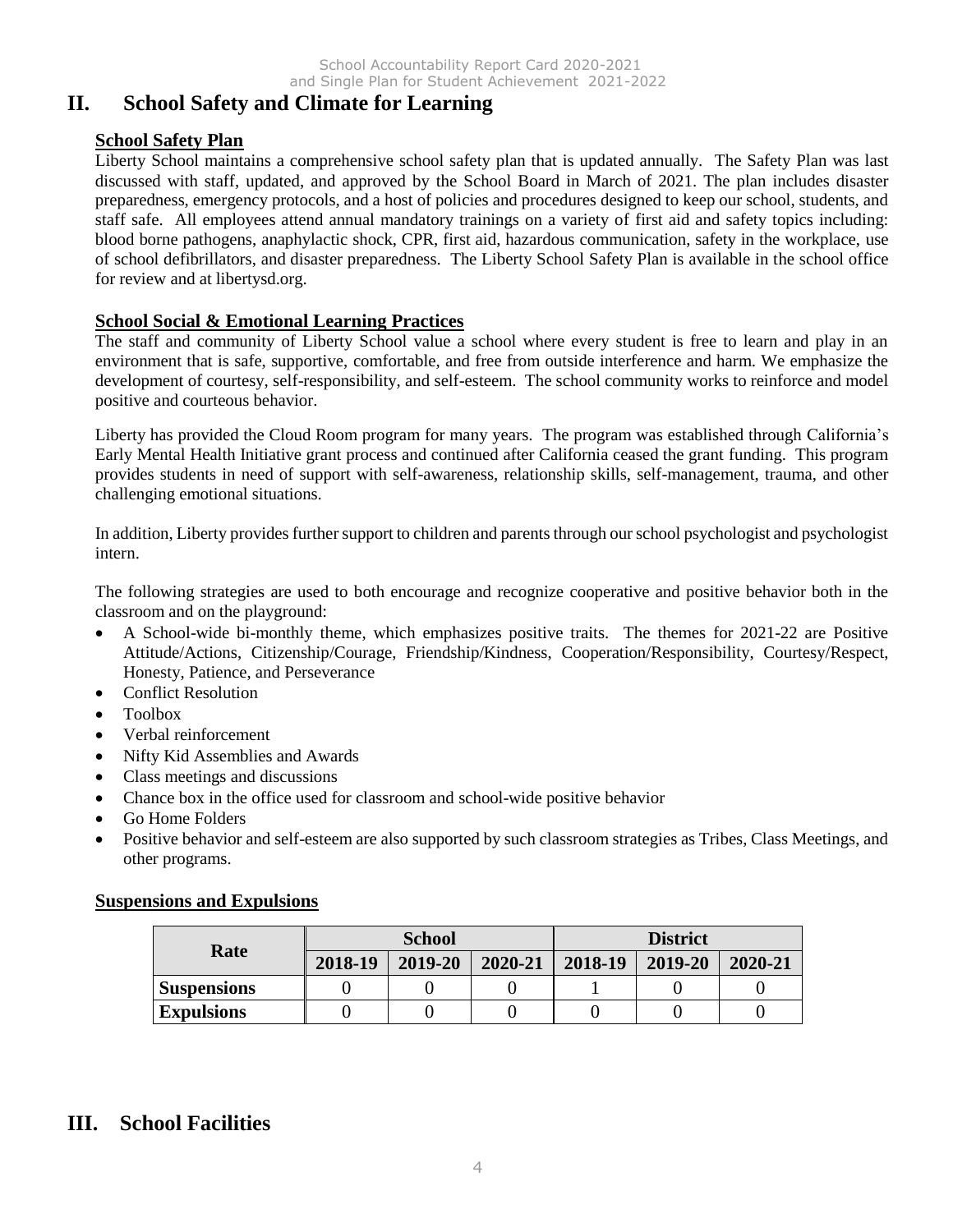## II. School Safety and Climate for Learning

### School Safety Plan

Liberty School maintains a comprehensive school safety plan that is updated annually. The Safety Plan was last discussed with staff, updated, and approved by the School Board in March of 2021. The plan includes disaster preparedness, emergency protocols, and a host of policies and procedures designed to keep our school, students, and staff safe. All employees attend annual mandatory trainings on a variety of first aid and safety topics including: blood borne pathogens, anaphylactic shock, CPR, first aid, hazardous communication, safety in the workplace, use of school defibrillators, and disaster preparedness. The Liberty School Safety Plan is available in the school office for review and at libertysd.org.

### School Social & Emotional Learning Practices

The staff and community of Liberty School value a school where every student is free to learn and play in an environment that is safe, supportive, comfortable, and free from outside interference and harm. We emphasize the development of courtesy, self-responsibility, and self-esteem. The school community works to reinforce and model positive and courteous behavior.

Liberty has provided the Cloud Room program for many years. The program was established through California's Early Mental Health Initiative grant process and continued after California ceased the grant funding. This program provides students in need of support with self-awareness, relationship skills, self-management, trauma, and other challenging emotional situations.

In addition, Liberty provides further support to children and parents through our school psychologist and psychologist intern.

The following strategies are used to both encourage and recognize cooperative and positive behavior both in the classroom and on the playground:

- A School-wide bi-monthly theme, which emphasizes positive traits. The themes for 2021-22 are Positive Attitude/Actions, Citizenship/Courage, Friendship/Kindness, Cooperation/Responsibility, Courtesy/Respect, Honesty, Patience, and Perseverance
- Conflict Resolution
- Toolbox
- Verbal reinforcement
- Nifty Kid Assemblies and Awards
- Class meetings and discussions
- Chance box in the office used for classroom and school-wide positive behavior
- Go Home Folders
- Positive behavior and self-esteem are also supported by such classroom strategies as Tribes, Class Meetings, and other programs.

### Suspensions and Expulsions

| Rate | School | | | District | | |
|---|---|---|---|---|---|---|
| | 2018-19 | 2019-20 | 2020-21 | 2018-19 | 2019-20 | 2020-21 |
| Suspensions | 0 | 0 | 0 | 1 | 0 | 0 |
| Expulsions | 0 | 0 | 0 | 0 | 0 | 0 |

## III. School Facilities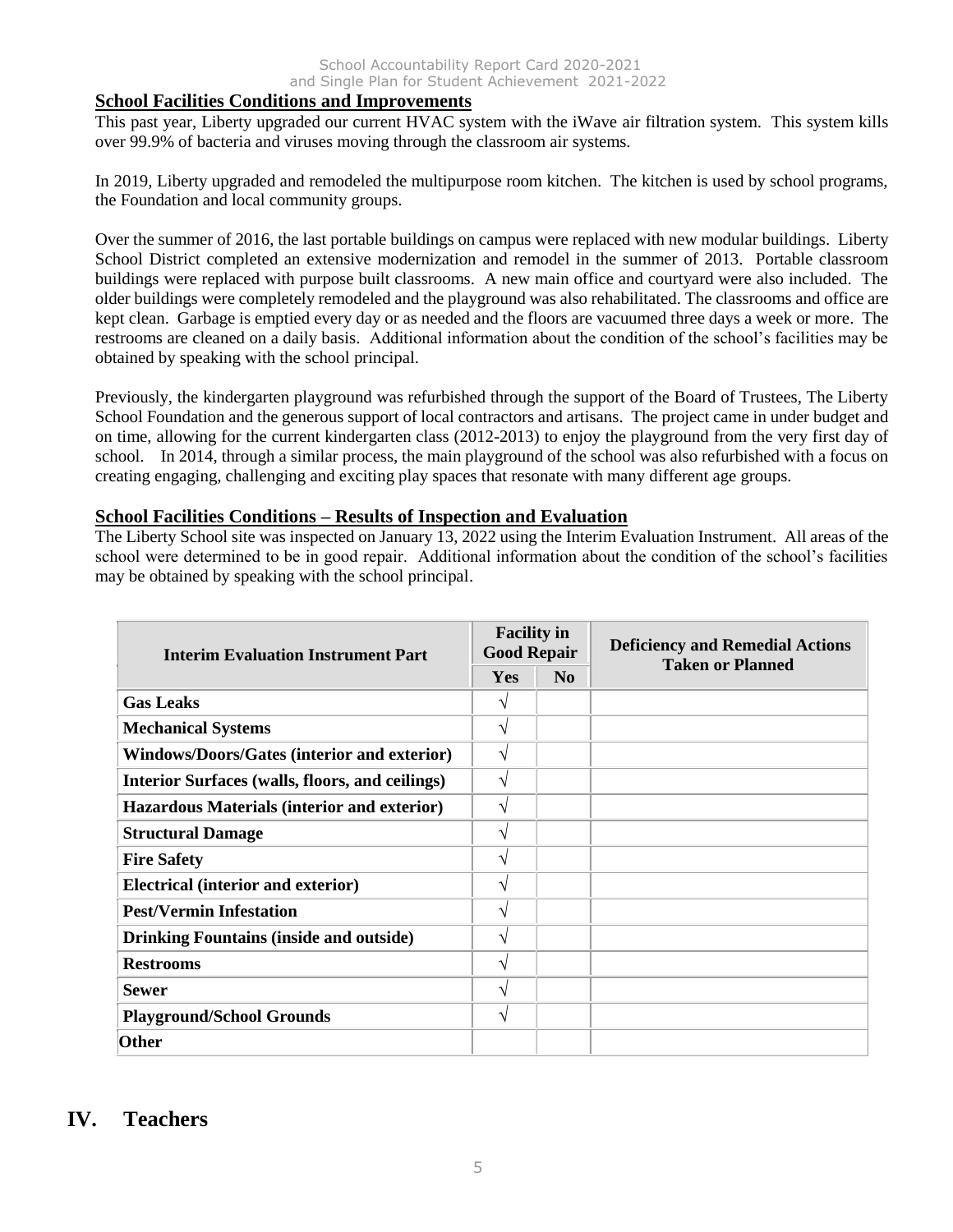## School Facilities Conditions and Improvements

This past year, Liberty upgraded our current HVAC system with the iWave air filtration system. This system kills over 99.9% of bacteria and viruses moving through the classroom air systems.

In 2019, Liberty upgraded and remodeled the multipurpose room kitchen. The kitchen is used by school programs, the Foundation and local community groups.

Over the summer of 2016, the last portable buildings on campus were replaced with new modular buildings. Liberty School District completed an extensive modernization and remodel in the summer of 2013. Portable classroom buildings were replaced with purpose built classrooms. A new main office and courtyard were also included. The older buildings were completely remodeled and the playground was also rehabilitated. The classrooms and office are kept clean. Garbage is emptied every day or as needed and the floors are vacuumed three days a week or more. The restrooms are cleaned on a daily basis. Additional information about the condition of the school's facilities may be obtained by speaking with the school principal.

Previously, the kindergarten playground was refurbished through the support of the Board of Trustees, The Liberty School Foundation and the generous support of local contractors and artisans. The project came in under budget and on time, allowing for the current kindergarten class (2012-2013) to enjoy the playground from the very first day of school. In 2014, through a similar process, the main playground of the school was also refurbished with a focus on creating engaging, challenging and exciting play spaces that resonate with many different age groups.

## School Facilities Conditions – Results of Inspection and Evaluation

The Liberty School site was inspected on January 13, 2022 using the Interim Evaluation Instrument. All areas of the school were determined to be in good repair. Additional information about the condition of the school's facilities may be obtained by speaking with the school principal.

| Interim Evaluation Instrument Part | Facility in Good Repair | | Deficiency and Remedial Actions Taken or Planned |
|---|---|---|---|
| | Yes | No | |
| **Gas Leaks** | √ | | |
| **Mechanical Systems** | √ | | |
| **Windows/Doors/Gates (interior and exterior)** | √ | | |
| **Interior Surfaces (walls, floors, and ceilings)** | √ | | |
| **Hazardous Materials (interior and exterior)** | √ | | |
| **Structural Damage** | √ | | |
| **Fire Safety** | √ | | |
| **Electrical (interior and exterior)** | √ | | |
| **Pest/Vermin Infestation** | √ | | |
| **Drinking Fountains (inside and outside)** | √ | | |
| **Restrooms** | √ | | |
| **Sewer** | √ | | |
| **Playground/School Grounds** | √ | | |
| **Other** | | | |

# IV. Teachers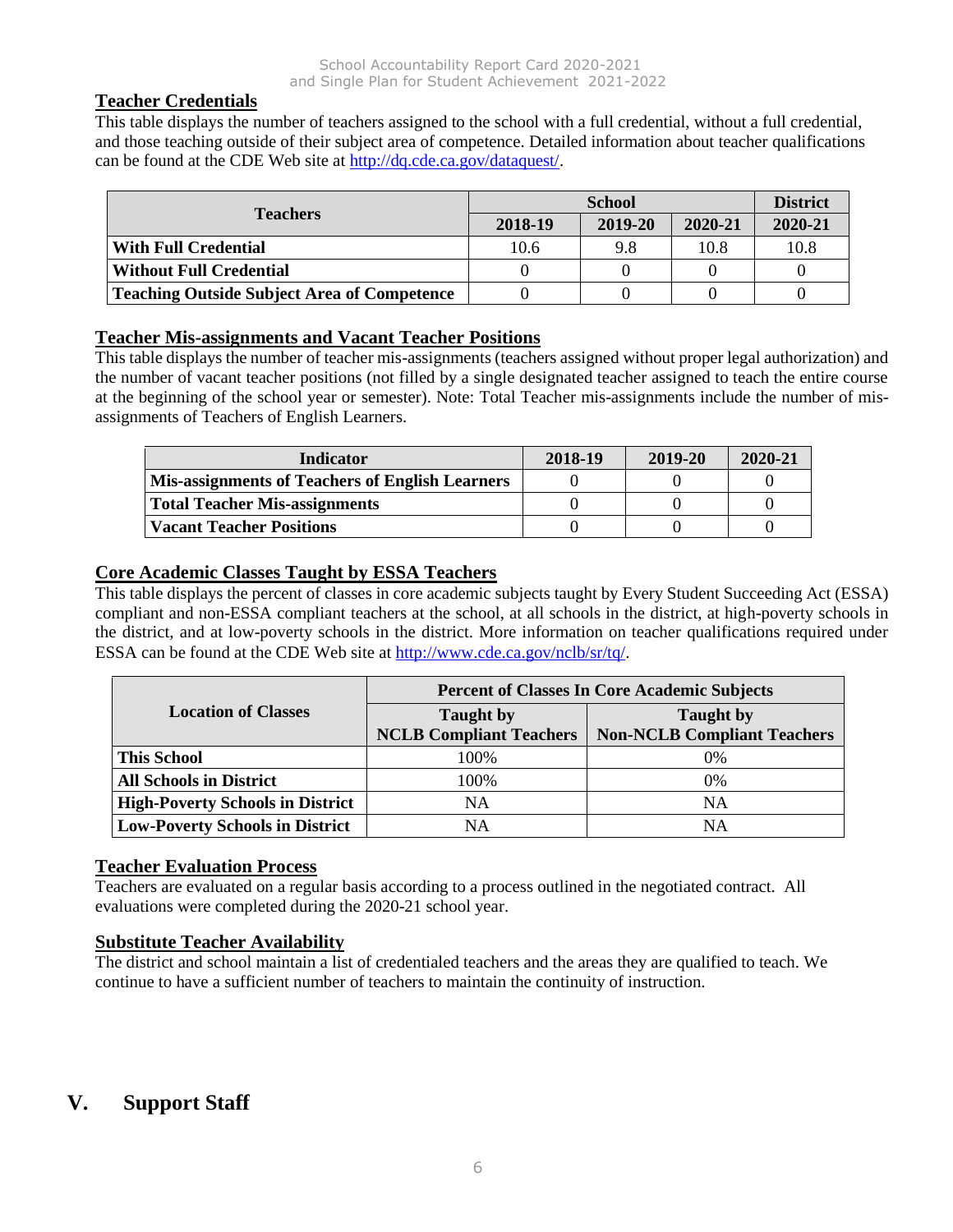## Teacher Credentials

This table displays the number of teachers assigned to the school with a full credential, without a full credential, and those teaching outside of their subject area of competence. Detailed information about teacher qualifications can be found at the CDE Web site at http://dq.cde.ca.gov/dataquest/.

| Teachers | School | | | District |
|---|---|---|---|---|
| | 2018-19 | 2019-20 | 2020-21 | 2020-21 |
| **With Full Credential** | 10.6 | 9.8 | 10.8 | 10.8 |
| **Without Full Credential** | 0 | 0 | 0 | 0 |
| **Teaching Outside Subject Area of Competence** | 0 | 0 | 0 | 0 |

## Teacher Mis-assignments and Vacant Teacher Positions

This table displays the number of teacher mis-assignments (teachers assigned without proper legal authorization) and the number of vacant teacher positions (not filled by a single designated teacher assigned to teach the entire course at the beginning of the school year or semester). Note: Total Teacher mis-assignments include the number of mis-assignments of Teachers of English Learners.

| Indicator | 2018-19 | 2019-20 | 2020-21 |
|---|---|---|---|
| **Mis-assignments of Teachers of English Learners** | 0 | 0 | 0 |
| **Total Teacher Mis-assignments** | 0 | 0 | 0 |
| **Vacant Teacher Positions** | 0 | 0 | 0 |

## Core Academic Classes Taught by ESSA Teachers

This table displays the percent of classes in core academic subjects taught by Every Student Succeeding Act (ESSA) compliant and non-ESSA compliant teachers at the school, at all schools in the district, at high-poverty schools in the district, and at low-poverty schools in the district. More information on teacher qualifications required under ESSA can be found at the CDE Web site at http://www.cde.ca.gov/nclb/sr/tq/.

| Location of Classes | Percent of Classes In Core Academic Subjects | |
|---|---|---|
| | Taught by NCLB Compliant Teachers | Taught by Non-NCLB Compliant Teachers |
| **This School** | 100% | 0% |
| **All Schools in District** | 100% | 0% |
| **High-Poverty Schools in District** | NA | NA |
| **Low-Poverty Schools in District** | NA | NA |

## Teacher Evaluation Process

Teachers are evaluated on a regular basis according to a process outlined in the negotiated contract. All evaluations were completed during the 2020-21 school year.

## Substitute Teacher Availability

The district and school maintain a list of credentialed teachers and the areas they are qualified to teach. We continue to have a sufficient number of teachers to maintain the continuity of instruction.

# V. Support Staff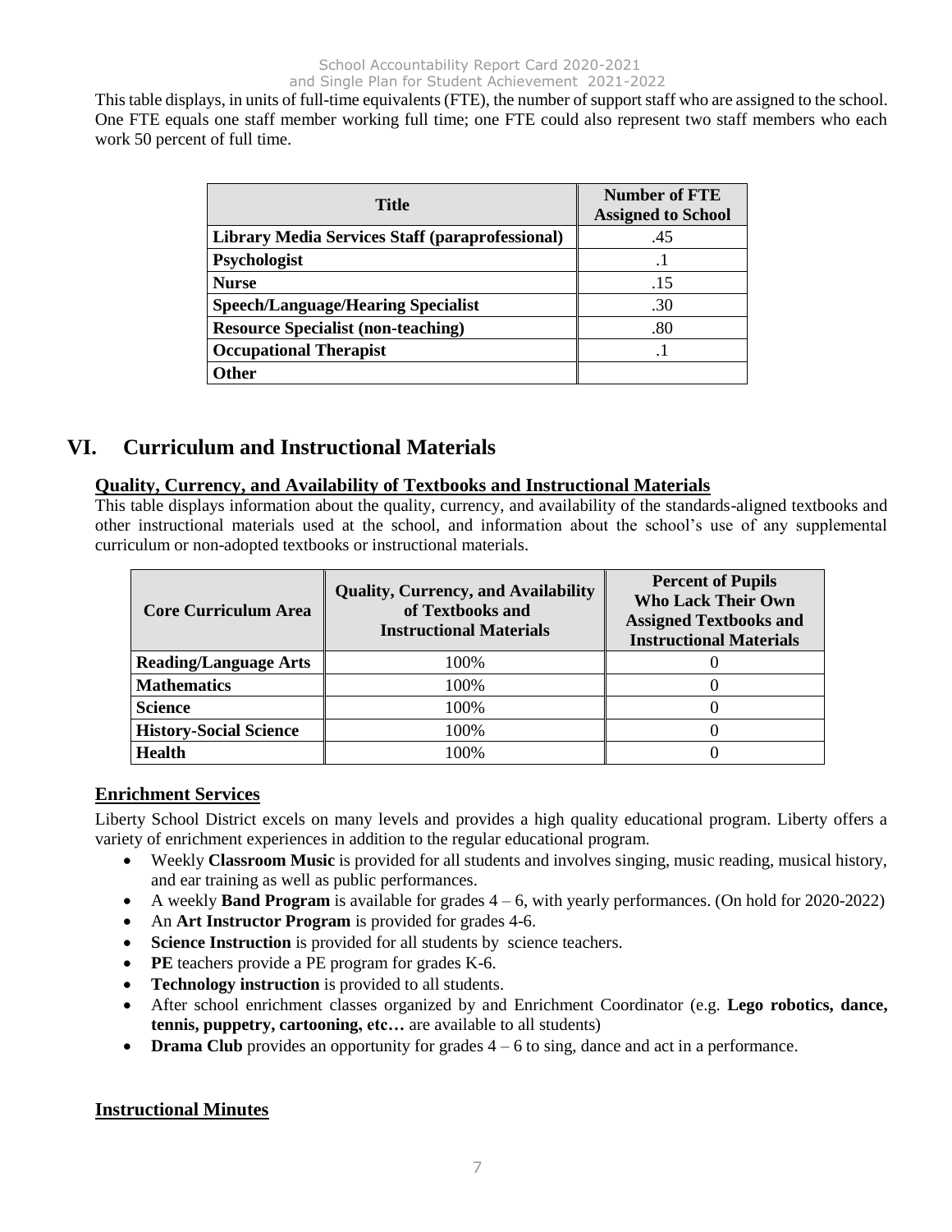This table displays, in units of full-time equivalents (FTE), the number of support staff who are assigned to the school. One FTE equals one staff member working full time; one FTE could also represent two staff members who each work 50 percent of full time.

| Title | Number of FTE Assigned to School |
|---|---|
| **Library Media Services Staff (paraprofessional)** | .45 |
| **Psychologist** | .1 |
| **Nurse** | .15 |
| **Speech/Language/Hearing Specialist** | .30 |
| **Resource Specialist (non-teaching)** | .80 |
| **Occupational Therapist** | .1 |
| **Other** | |

# VI. Curriculum and Instructional Materials

## Quality, Currency, and Availability of Textbooks and Instructional Materials

This table displays information about the quality, currency, and availability of the standards-aligned textbooks and other instructional materials used at the school, and information about the school's use of any supplemental curriculum or non-adopted textbooks or instructional materials.

| Core Curriculum Area | Quality, Currency, and Availability of Textbooks and Instructional Materials | Percent of Pupils Who Lack Their Own Assigned Textbooks and Instructional Materials |
|---|---|---|
| **Reading/Language Arts** | 100% | 0 |
| **Mathematics** | 100% | 0 |
| **Science** | 100% | 0 |
| **History-Social Science** | 100% | 0 |
| **Health** | 100% | 0 |

## Enrichment Services

Liberty School District excels on many levels and provides a high quality educational program. Liberty offers a variety of enrichment experiences in addition to the regular educational program.

- Weekly **Classroom Music** is provided for all students and involves singing, music reading, musical history, and ear training as well as public performances.
- A weekly **Band Program** is available for grades 4 – 6, with yearly performances. (On hold for 2020-2022)
- An **Art Instructor Program** is provided for grades 4-6.
- **Science Instruction** is provided for all students by science teachers.
- **PE** teachers provide a PE program for grades K-6.
- **Technology instruction** is provided to all students.
- After school enrichment classes organized by and Enrichment Coordinator (e.g. **Lego robotics, dance, tennis, puppetry, cartooning, etc…** are available to all students)
- **Drama Club** provides an opportunity for grades 4 – 6 to sing, dance and act in a performance.

## Instructional Minutes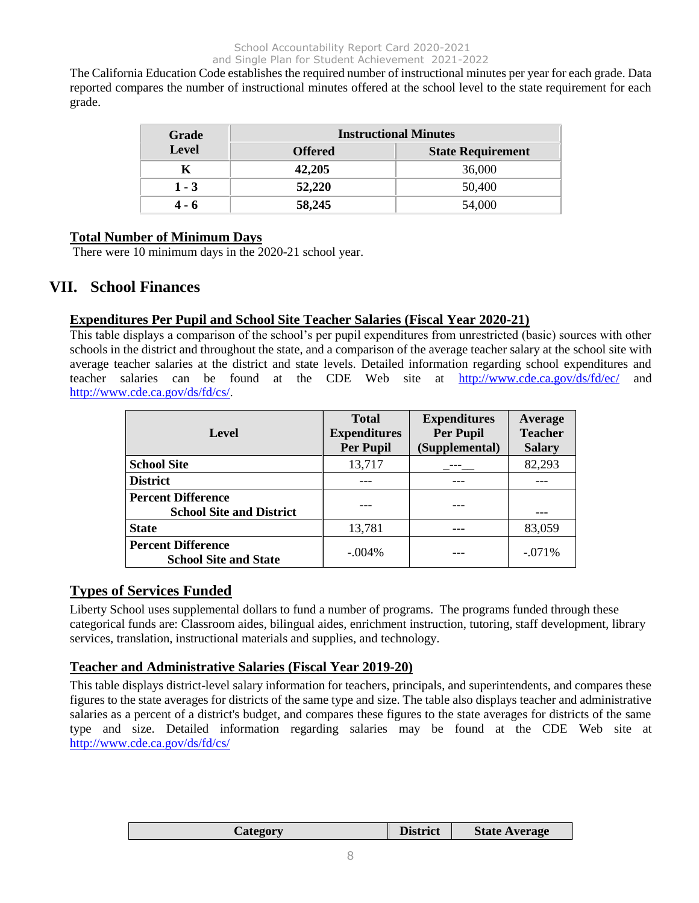The California Education Code establishes the required number of instructional minutes per year for each grade. Data reported compares the number of instructional minutes offered at the school level to the state requirement for each grade.

| Grade Level | Instructional Minutes | |
|---|---|---|
| | **Offered** | **State Requirement** |
| **K** | **42,205** | 36,000 |
| **1 - 3** | **52,220** | 50,400 |
| **4 - 6** | **58,245** | 54,000 |

**Total Number of Minimum Days**

There were 10 minimum days in the 2020-21 school year.

## VII. School Finances

**Expenditures Per Pupil and School Site Teacher Salaries (Fiscal Year 2020-21)**

This table displays a comparison of the school's per pupil expenditures from unrestricted (basic) sources with other schools in the district and throughout the state, and a comparison of the average teacher salary at the school site with average teacher salaries at the district and state levels. Detailed information regarding school expenditures and teacher salaries can be found at the CDE Web site at http://www.cde.ca.gov/ds/fd/ec/ and http://www.cde.ca.gov/ds/fd/cs/.

| Level | Total Expenditures Per Pupil | Expenditures Per Pupil (Supplemental) | Average Teacher Salary |
|---|---|---|---|
| **School Site** | 13,717 | _---__ | 82,293 |
| **District** | --- | --- | --- |
| **Percent Difference School Site and District** | --- | --- | --- |
| **State** | 13,781 | --- | 83,059 |
| **Percent Difference School Site and State** | -.004% | --- | -.071% |

**Types of Services Funded**

Liberty School uses supplemental dollars to fund a number of programs. The programs funded through these categorical funds are: Classroom aides, bilingual aides, enrichment instruction, tutoring, staff development, library services, translation, instructional materials and supplies, and technology.

**Teacher and Administrative Salaries (Fiscal Year 2019-20)**

This table displays district-level salary information for teachers, principals, and superintendents, and compares these figures to the state averages for districts of the same type and size. The table also displays teacher and administrative salaries as a percent of a district's budget, and compares these figures to the state averages for districts of the same type and size. Detailed information regarding salaries may be found at the CDE Web site at http://www.cde.ca.gov/ds/fd/cs/

| Category | District | State Average |
|---|---|---|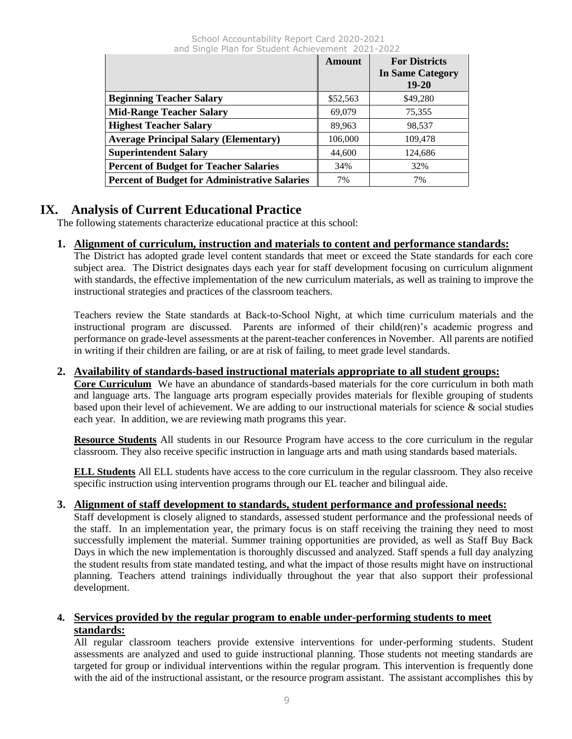| | Amount | For Districts In Same Category 19-20 |
|---|---|---|
| **Beginning Teacher Salary** | $52,563 | $49,280 |
| **Mid-Range Teacher Salary** | 69,079 | 75,355 |
| **Highest Teacher Salary** | 89,963 | 98,537 |
| **Average Principal Salary (Elementary)** | 106,000 | 109,478 |
| **Superintendent Salary** | 44,600 | 124,686 |
| **Percent of Budget for Teacher Salaries** | 34% | 32% |
| **Percent of Budget for Administrative Salaries** | 7% | 7% |

# IX. Analysis of Current Educational Practice

The following statements characterize educational practice at this school:

**1. Alignment of curriculum, instruction and materials to content and performance standards:**

The District has adopted grade level content standards that meet or exceed the State standards for each core subject area. The District designates days each year for staff development focusing on curriculum alignment with standards, the effective implementation of the new curriculum materials, as well as training to improve the instructional strategies and practices of the classroom teachers.

Teachers review the State standards at Back-to-School Night, at which time curriculum materials and the instructional program are discussed. Parents are informed of their child(ren)'s academic progress and performance on grade-level assessments at the parent-teacher conferences in November. All parents are notified in writing if their children are failing, or are at risk of failing, to meet grade level standards.

**2. Availability of standards-based instructional materials appropriate to all student groups:**

**Core Curriculum** We have an abundance of standards-based materials for the core curriculum in both math and language arts. The language arts program especially provides materials for flexible grouping of students based upon their level of achievement. We are adding to our instructional materials for science & social studies each year. In addition, we are reviewing math programs this year.

**Resource Students** All students in our Resource Program have access to the core curriculum in the regular classroom. They also receive specific instruction in language arts and math using standards based materials.

**ELL Students** All ELL students have access to the core curriculum in the regular classroom. They also receive specific instruction using intervention programs through our EL teacher and bilingual aide.

**3. Alignment of staff development to standards, student performance and professional needs:**

Staff development is closely aligned to standards, assessed student performance and the professional needs of the staff. In an implementation year, the primary focus is on staff receiving the training they need to most successfully implement the material. Summer training opportunities are provided, as well as Staff Buy Back Days in which the new implementation is thoroughly discussed and analyzed. Staff spends a full day analyzing the student results from state mandated testing, and what the impact of those results might have on instructional planning. Teachers attend trainings individually throughout the year that also support their professional development.

**4. Services provided by the regular program to enable under-performing students to meet standards:**

All regular classroom teachers provide extensive interventions for under-performing students. Student assessments are analyzed and used to guide instructional planning. Those students not meeting standards are targeted for group or individual interventions within the regular program. This intervention is frequently done with the aid of the instructional assistant, or the resource program assistant. The assistant accomplishes this by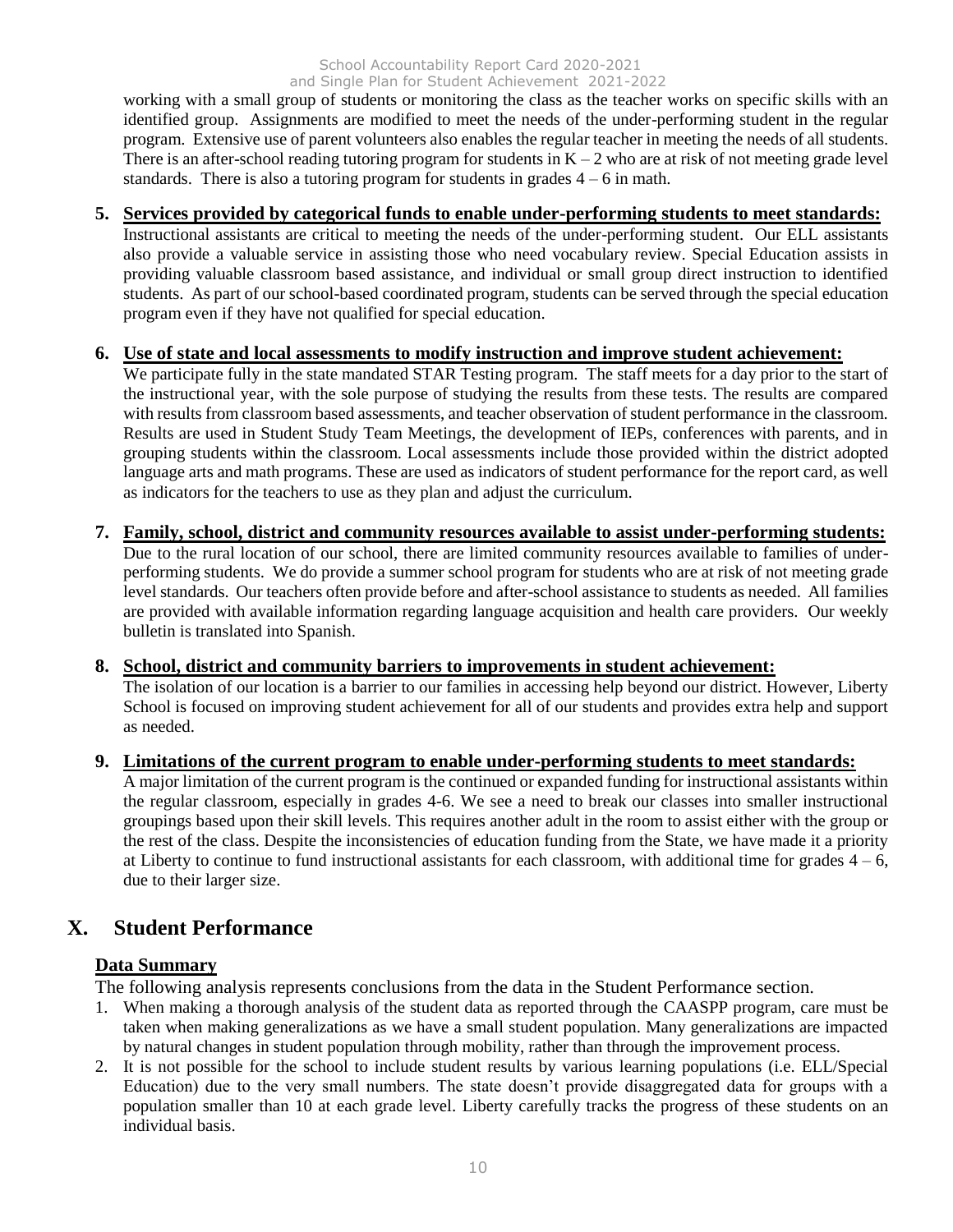working with a small group of students or monitoring the class as the teacher works on specific skills with an identified group. Assignments are modified to meet the needs of the under-performing student in the regular program. Extensive use of parent volunteers also enables the regular teacher in meeting the needs of all students. There is an after-school reading tutoring program for students in K – 2 who are at risk of not meeting grade level standards. There is also a tutoring program for students in grades 4 – 6 in math.

5. **Services provided by categorical funds to enable under-performing students to meet standards:**
   Instructional assistants are critical to meeting the needs of the under-performing student. Our ELL assistants also provide a valuable service in assisting those who need vocabulary review. Special Education assists in providing valuable classroom based assistance, and individual or small group direct instruction to identified students. As part of our school-based coordinated program, students can be served through the special education program even if they have not qualified for special education.

6. **Use of state and local assessments to modify instruction and improve student achievement:**
   We participate fully in the state mandated STAR Testing program. The staff meets for a day prior to the start of the instructional year, with the sole purpose of studying the results from these tests. The results are compared with results from classroom based assessments, and teacher observation of student performance in the classroom. Results are used in Student Study Team Meetings, the development of IEPs, conferences with parents, and in grouping students within the classroom. Local assessments include those provided within the district adopted language arts and math programs. These are used as indicators of student performance for the report card, as well as indicators for the teachers to use as they plan and adjust the curriculum.

7. **Family, school, district and community resources available to assist under-performing students:**
   Due to the rural location of our school, there are limited community resources available to families of under-performing students. We do provide a summer school program for students who are at risk of not meeting grade level standards. Our teachers often provide before and after-school assistance to students as needed. All families are provided with available information regarding language acquisition and health care providers. Our weekly bulletin is translated into Spanish.

8. **School, district and community barriers to improvements in student achievement:**
   The isolation of our location is a barrier to our families in accessing help beyond our district. However, Liberty School is focused on improving student achievement for all of our students and provides extra help and support as needed.

9. **Limitations of the current program to enable under-performing students to meet standards:**
   A major limitation of the current program is the continued or expanded funding for instructional assistants within the regular classroom, especially in grades 4-6. We see a need to break our classes into smaller instructional groupings based upon their skill levels. This requires another adult in the room to assist either with the group or the rest of the class. Despite the inconsistencies of education funding from the State, we have made it a priority at Liberty to continue to fund instructional assistants for each classroom, with additional time for grades 4 – 6, due to their larger size.

# X. Student Performance

## Data Summary

The following analysis represents conclusions from the data in the Student Performance section.

1. When making a thorough analysis of the student data as reported through the CAASPP program, care must be taken when making generalizations as we have a small student population. Many generalizations are impacted by natural changes in student population through mobility, rather than through the improvement process.
2. It is not possible for the school to include student results by various learning populations (i.e. ELL/Special Education) due to the very small numbers. The state doesn't provide disaggregated data for groups with a population smaller than 10 at each grade level. Liberty carefully tracks the progress of these students on an individual basis.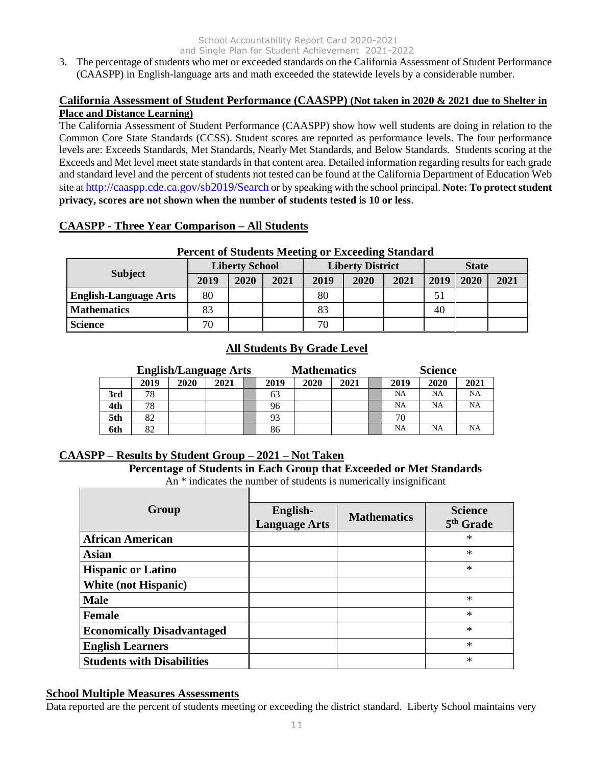3. The percentage of students who met or exceeded standards on the California Assessment of Student Performance (CAASPP) in English-language arts and math exceeded the statewide levels by a considerable number.

## California Assessment of Student Performance (CAASPP) (Not taken in 2020 & 2021 due to Shelter in Place and Distance Learning)

The California Assessment of Student Performance (CAASPP) show how well students are doing in relation to the Common Core State Standards (CCSS). Student scores are reported as performance levels. The four performance levels are: Exceeds Standards, Met Standards, Nearly Met Standards, and Below Standards. Students scoring at the Exceeds and Met level meet state standards in that content area. Detailed information regarding results for each grade and standard level and the percent of students not tested can be found at the California Department of Education Web site at http://caaspp.cde.ca.gov/sb2019/Search or by speaking with the school principal. **Note: To protect student privacy, scores are not shown when the number of students tested is 10 or less**.

## CAASPP - Three Year Comparison – All Students

**Percent of Students Meeting or Exceeding Standard**

| Subject | Liberty School | | | Liberty District | | | State | | |
|---|---|---|---|---|---|---|---|---|---|
| | 2019 | 2020 | 2021 | 2019 | 2020 | 2021 | 2019 | 2020 | 2021 |
| English-Language Arts | 80 | | | 80 | | | 51 | | |
| Mathematics | 83 | | | 83 | | | 40 | | |
| Science | 70 | | | 70 | | | | | |

## All Students By Grade Level

| | English/Language Arts | | | | Mathematics | | | | Science | | |
|---|---|---|---|---|---|---|---|---|---|---|---|
| | 2019 | 2020 | 2021 | | 2019 | 2020 | 2021 | | 2019 | 2020 | 2021 |
| 3rd | 78 | | | | 63 | | | | NA | NA | NA |
| 4th | 78 | | | | 96 | | | | NA | NA | NA |
| 5th | 82 | | | | 93 | | | | 70 | | |
| 6th | 82 | | | | 86 | | | | NA | NA | NA |

## CAASPP – Results by Student Group – 2021 – Not Taken

**Percentage of Students in Each Group that Exceeded or Met Standards**

An * indicates the number of students is numerically insignificant

| Group | English-Language Arts | Mathematics | Science 5th Grade |
|---|---|---|---|
| African American | | | * |
| Asian | | | * |
| Hispanic or Latino | | | * |
| White (not Hispanic) | | | |
| Male | | | * |
| Female | | | * |
| Economically Disadvantaged | | | * |
| English Learners | | | * |
| Students with Disabilities | | | * |

## School Multiple Measures Assessments

Data reported are the percent of students meeting or exceeding the district standard. Liberty School maintains very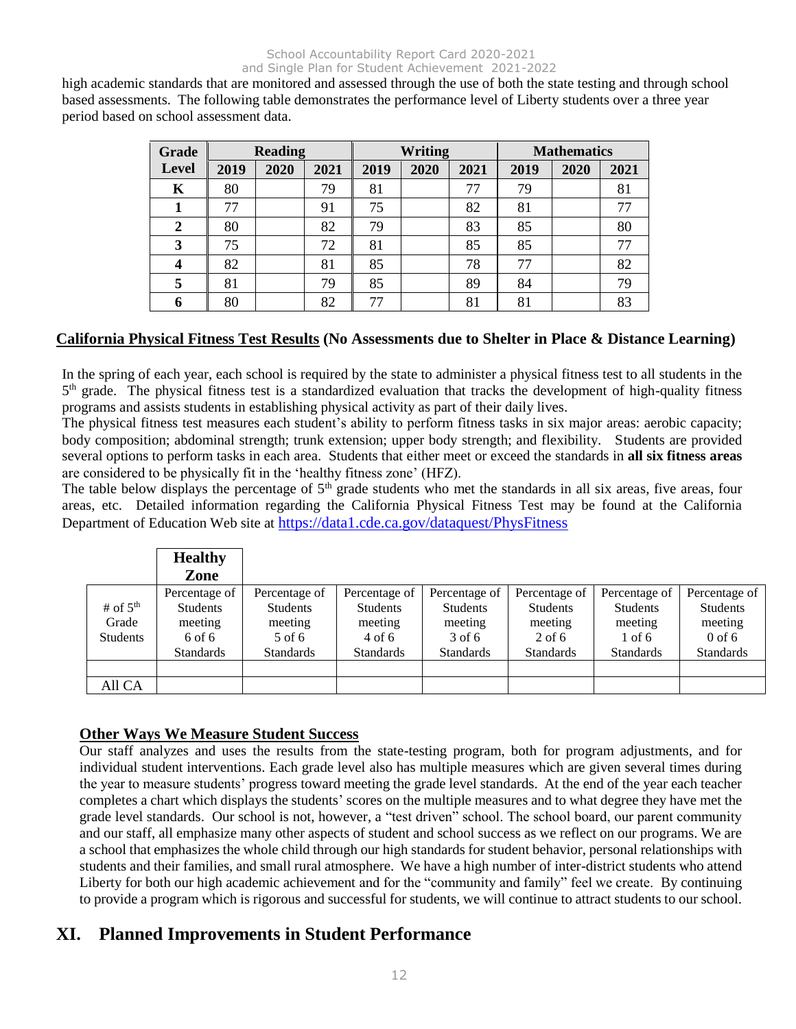high academic standards that are monitored and assessed through the use of both the state testing and through school based assessments. The following table demonstrates the performance level of Liberty students over a three year period based on school assessment data.

| Grade Level | Reading | | | Writing | | | Mathematics | | |
|---|---|---|---|---|---|---|---|---|---|
| | 2019 | 2020 | 2021 | 2019 | 2020 | 2021 | 2019 | 2020 | 2021 |
| K | 80 | | 79 | 81 | | 77 | 79 | | 81 |
| 1 | 77 | | 91 | 75 | | 82 | 81 | | 77 |
| 2 | 80 | | 82 | 79 | | 83 | 85 | | 80 |
| 3 | 75 | | 72 | 81 | | 85 | 85 | | 77 |
| 4 | 82 | | 81 | 85 | | 78 | 77 | | 82 |
| 5 | 81 | | 79 | 85 | | 89 | 84 | | 79 |
| 6 | 80 | | 82 | 77 | | 81 | 81 | | 83 |

## <u>California Physical Fitness Test Results</u> (No Assessments due to Shelter in Place & Distance Learning)

In the spring of each year, each school is required by the state to administer a physical fitness test to all students in the 5th grade. The physical fitness test is a standardized evaluation that tracks the development of high-quality fitness programs and assists students in establishing physical activity as part of their daily lives.
The physical fitness test measures each student's ability to perform fitness tasks in six major areas: aerobic capacity; body composition; abdominal strength; trunk extension; upper body strength; and flexibility. Students are provided several options to perform tasks in each area. Students that either meet or exceed the standards in **all six fitness areas** are considered to be physically fit in the 'healthy fitness zone' (HFZ).
The table below displays the percentage of 5th grade students who met the standards in all six areas, five areas, four areas, etc. Detailed information regarding the California Physical Fitness Test may be found at the California Department of Education Web site at https://data1.cde.ca.gov/dataquest/PhysFitness

| | **Healthy Zone** | | | | | | |
|---|---|---|---|---|---|---|---|
| # of 5th Grade Students | Percentage of Students meeting 6 of 6 Standards | Percentage of Students meeting 5 of 6 Standards | Percentage of Students meeting 4 of 6 Standards | Percentage of Students meeting 3 of 6 Standards | Percentage of Students meeting 2 of 6 Standards | Percentage of Students meeting 1 of 6 Standards | Percentage of Students meeting 0 of 6 Standards |
| | | | | | | | |
| All CA | | | | | | | |

### <u>Other Ways We Measure Student Success</u>

Our staff analyzes and uses the results from the state-testing program, both for program adjustments, and for individual student interventions. Each grade level also has multiple measures which are given several times during the year to measure students' progress toward meeting the grade level standards. At the end of the year each teacher completes a chart which displays the students' scores on the multiple measures and to what degree they have met the grade level standards. Our school is not, however, a "test driven" school. The school board, our parent community and our staff, all emphasize many other aspects of student and school success as we reflect on our programs. We are a school that emphasizes the whole child through our high standards for student behavior, personal relationships with students and their families, and small rural atmosphere. We have a high number of inter-district students who attend Liberty for both our high academic achievement and for the "community and family" feel we create. By continuing to provide a program which is rigorous and successful for students, we will continue to attract students to our school.

# XI. Planned Improvements in Student Performance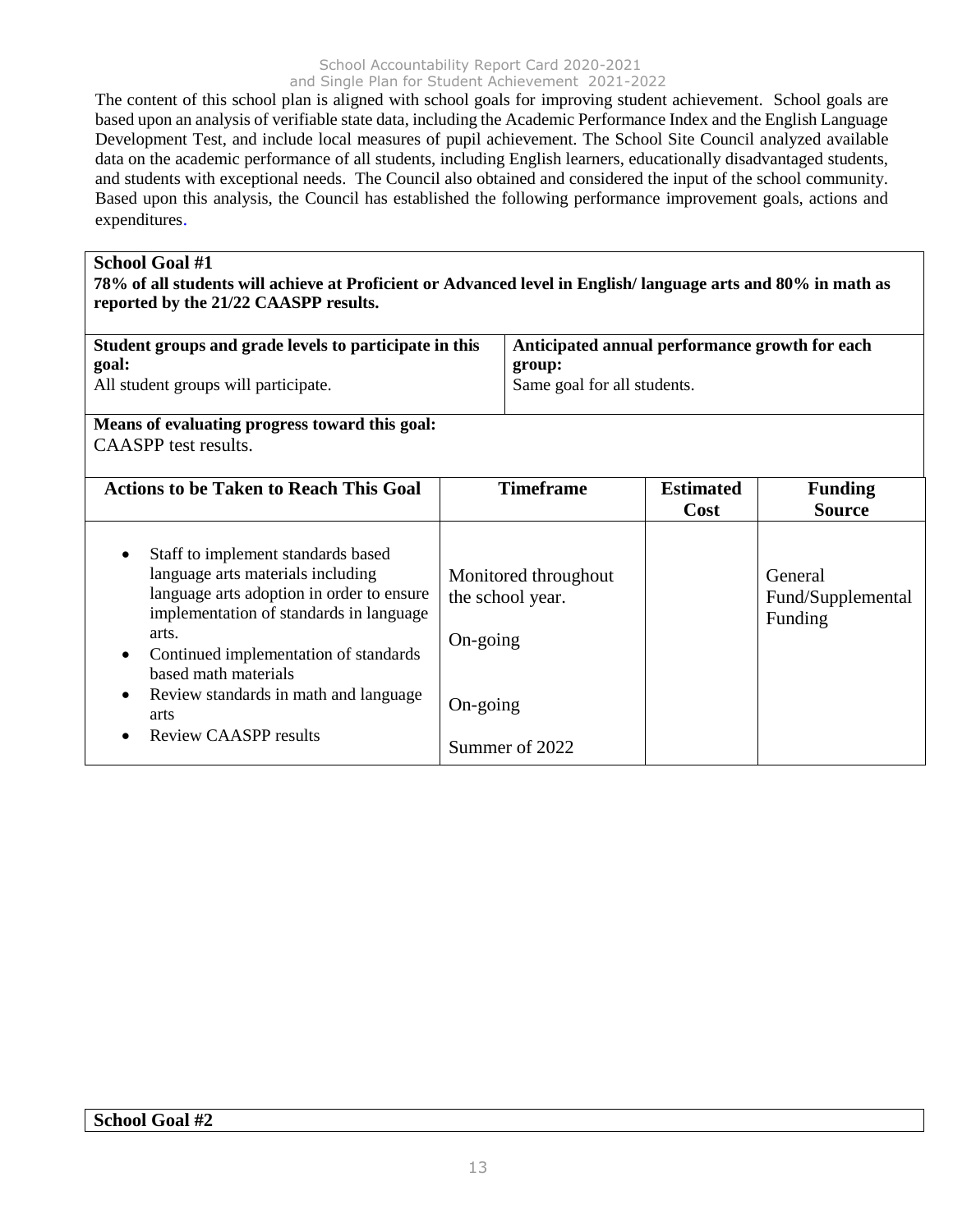The content of this school plan is aligned with school goals for improving student achievement. School goals are based upon an analysis of verifiable state data, including the Academic Performance Index and the English Language Development Test, and include local measures of pupil achievement. The School Site Council analyzed available data on the academic performance of all students, including English learners, educationally disadvantaged students, and students with exceptional needs. The Council also obtained and considered the input of the school community. Based upon this analysis, the Council has established the following performance improvement goals, actions and expenditures.

**School Goal #1**

**78% of all students will achieve at Proficient or Advanced level in English/ language arts and 80% in math as reported by the 21/22 CAASPP results.**

| **Student groups and grade levels to participate in this goal:** | **Anticipated annual performance growth for each group:** |
|---|---|
| All student groups will participate. | Same goal for all students. |

**Means of evaluating progress toward this goal:**
CAASPP test results.

| Actions to be Taken to Reach This Goal | Timeframe | Estimated Cost | Funding Source |
|---|---|---|---|
| • Staff to implement standards based language arts materials including language arts adoption in order to ensure implementation of standards in language arts.<br>• Continued implementation of standards based math materials<br>• Review standards in math and language arts<br>• Review CAASPP results | Monitored throughout the school year.<br><br>On-going<br><br>On-going<br><br>Summer of 2022 | | General Fund/Supplemental Funding |

**School Goal #2**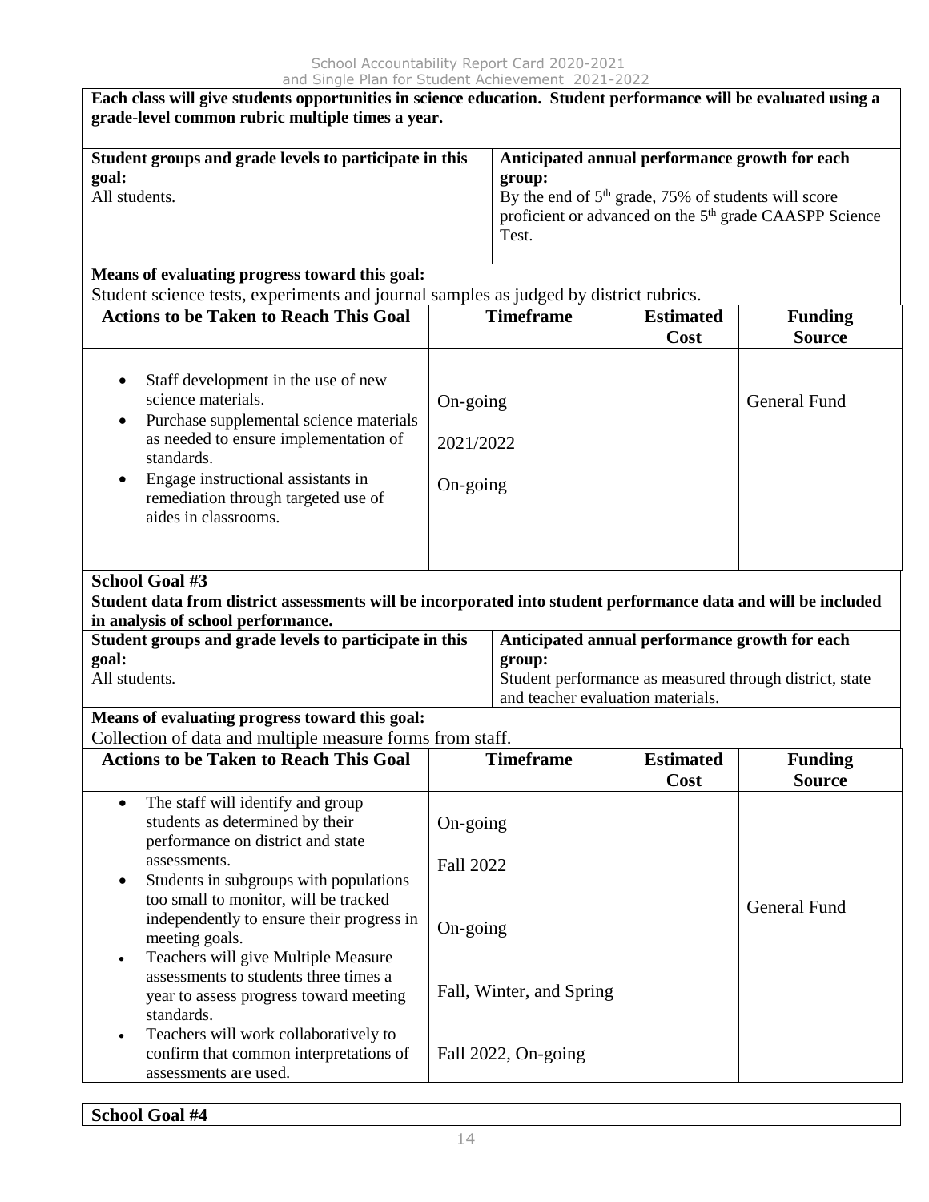**Each class will give students opportunities in science education. Student performance will be evaluated using a grade-level common rubric multiple times a year.**

| **Student groups and grade levels to participate in this goal:** | **Anticipated annual performance growth for each group:** |
| --- | --- |
| All students. | By the end of 5th grade, 75% of students will score proficient or advanced on the 5th grade CAASPP Science Test. |

**Means of evaluating progress toward this goal:**
Student science tests, experiments and journal samples as judged by district rubrics.

| Actions to be Taken to Reach This Goal | Timeframe | Estimated Cost | Funding Source |
| --- | --- | --- | --- |
| • Staff development in the use of new science materials.<br>• Purchase supplemental science materials as needed to ensure implementation of standards.<br>• Engage instructional assistants in remediation through targeted use of aides in classrooms. | On-going<br>2021/2022<br>On-going | | General Fund |

**School Goal #3**
**Student data from district assessments will be incorporated into student performance data and will be included in analysis of school performance.**

| **Student groups and grade levels to participate in this goal:** | **Anticipated annual performance growth for each group:** |
| --- | --- |
| All students. | Student performance as measured through district, state and teacher evaluation materials. |

**Means of evaluating progress toward this goal:**
Collection of data and multiple measure forms from staff.

| Actions to be Taken to Reach This Goal | Timeframe | Estimated Cost | Funding Source |
| --- | --- | --- | --- |
| • The staff will identify and group students as determined by their performance on district and state assessments.<br>• Students in subgroups with populations too small to monitor, will be tracked independently to ensure their progress in meeting goals.<br>• Teachers will give Multiple Measure assessments to students three times a year to assess progress toward meeting standards.<br>• Teachers will work collaboratively to confirm that common interpretations of assessments are used. | On-going<br>Fall 2022<br>On-going<br>Fall, Winter, and Spring<br>Fall 2022, On-going | | General Fund |

**School Goal #4**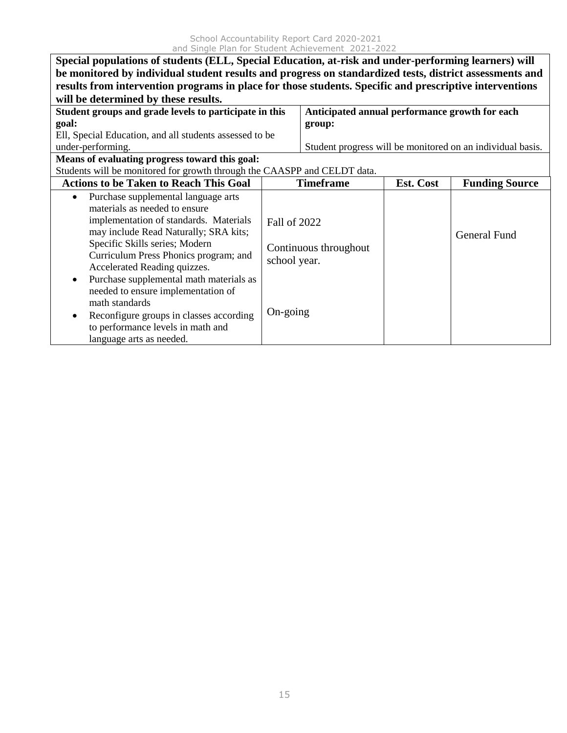**Special populations of students (ELL, Special Education, at-risk and under-performing learners) will be monitored by individual student results and progress on standardized tests, district assessments and results from intervention programs in place for those students. Specific and prescriptive interventions will be determined by these results.**

| **Student groups and grade levels to participate in this goal:** | **Anticipated annual performance growth for each group:** |
|---|---|
| Ell, Special Education, and all students assessed to be under-performing. | Student progress will be monitored on an individual basis. |

**Means of evaluating progress toward this goal:**
Students will be monitored for growth through the CAASPP and CELDT data.

| Actions to be Taken to Reach This Goal | Timeframe | Est. Cost | Funding Source |
|---|---|---|---|
| • Purchase supplemental language arts materials as needed to ensure implementation of standards. Materials may include Read Naturally; SRA kits; Specific Skills series; Modern Curriculum Press Phonics program; and Accelerated Reading quizzes.<br>• Purchase supplemental math materials as needed to ensure implementation of math standards<br>• Reconfigure groups in classes according to performance levels in math and language arts as needed. | Fall of 2022<br><br>Continuous throughout school year.<br><br>On-going | | General Fund |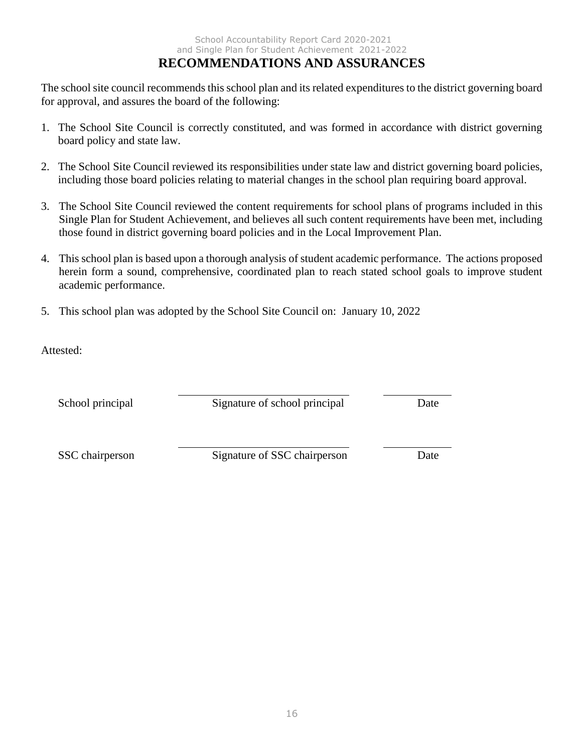# RECOMMENDATIONS AND ASSURANCES

The school site council recommends this school plan and its related expenditures to the district governing board for approval, and assures the board of the following:

1. The School Site Council is correctly constituted, and was formed in accordance with district governing board policy and state law.

2. The School Site Council reviewed its responsibilities under state law and district governing board policies, including those board policies relating to material changes in the school plan requiring board approval.

3. The School Site Council reviewed the content requirements for school plans of programs included in this Single Plan for Student Achievement, and believes all such content requirements have been met, including those found in district governing board policies and in the Local Improvement Plan.

4. This school plan is based upon a thorough analysis of student academic performance. The actions proposed herein form a sound, comprehensive, coordinated plan to reach stated school goals to improve student academic performance.

5. This school plan was adopted by the School Site Council on: January 10, 2022

Attested:

| | | |
|---|---|---|
| School principal | Signature of school principal | Date |
| SSC chairperson | Signature of SSC chairperson | Date |